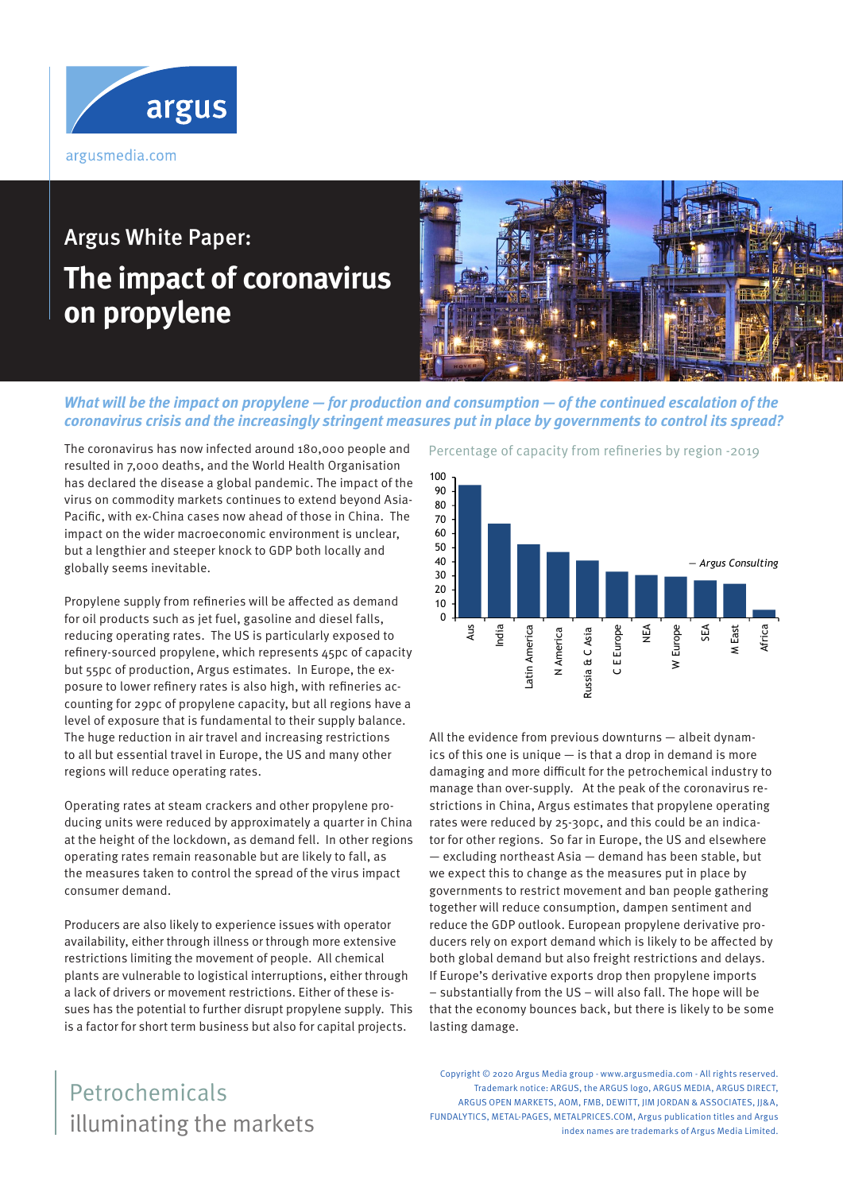argusmedia.com

## Argus White Paper:

# The impact of coronavirus on propylene

***What will be the impact on propylene — for production and consumption — of the continued escalation of the coronavirus crisis and the increasingly stringent measures put in place by governments to control its spread?***

The coronavirus has now infected around 180,000 people and resulted in 7,000 deaths, and the World Health Organisation has declared the disease a global pandemic. The impact of the virus on commodity markets continues to extend beyond Asia-Pacific, with ex-China cases now ahead of those in China. The impact on the wider macroeconomic environment is unclear, but a lengthier and steeper knock to GDP both locally and globally seems inevitable.

Propylene supply from refineries will be affected as demand for oil products such as jet fuel, gasoline and diesel falls, reducing operating rates. The US is particularly exposed to refinery-sourced propylene, which represents 45pc of capacity but 55pc of production, Argus estimates. In Europe, the exposure to lower refinery rates is also high, with refineries accounting for 29pc of propylene capacity, but all regions have a level of exposure that is fundamental to their supply balance. The huge reduction in air travel and increasing restrictions to all but essential travel in Europe, the US and many other regions will reduce operating rates.

Operating rates at steam crackers and other propylene producing units were reduced by approximately a quarter in China at the height of the lockdown, as demand fell. In other regions operating rates remain reasonable but are likely to fall, as the measures taken to control the spread of the virus impact consumer demand.

Producers are also likely to experience issues with operator availability, either through illness or through more extensive restrictions limiting the movement of people. All chemical plants are vulnerable to logistical interruptions, either through a lack of drivers or movement restrictions. Either of these issues has the potential to further disrupt propylene supply. This is a factor for short term business but also for capital projects.

Percentage of capacity from refineries by region -2019

| Region | % |
|---|---|
| Aus | ~94 |
| India | ~67 |
| Latin America | ~52 |
| N America | ~47 |
| Russia & C Asia | ~41 |
| C E Europe | ~33 |
| NEA | ~30 |
| W Europe | ~29 |
| SEA | ~27 |
| M East | ~24 |
| Africa | ~6 |

— Argus Consulting

All the evidence from previous downturns — albeit dynamics of this one is unique — is that a drop in demand is more damaging and more difficult for the petrochemical industry to manage than over-supply. At the peak of the coronavirus restrictions in China, Argus estimates that propylene operating rates were reduced by 25-30pc, and this could be an indicator for other regions. So far in Europe, the US and elsewhere — excluding northeast Asia — demand has been stable, but we expect this to change as the measures put in place by governments to restrict movement and ban people gathering together will reduce consumption, dampen sentiment and reduce the GDP outlook. European propylene derivative producers rely on export demand which is likely to be affected by both global demand but also freight restrictions and delays. If Europe's derivative exports drop then propylene imports – substantially from the US – will also fall. The hope will be that the economy bounces back, but there is likely to be some lasting damage.

Petrochemicals
illuminating the markets

Copyright © 2020 Argus Media group - www.argusmedia.com - All rights reserved.
Trademark notice: ARGUS, the ARGUS logo, ARGUS MEDIA, ARGUS DIRECT, ARGUS OPEN MARKETS, AOM, FMB, DEWITT, JIM JORDAN & ASSOCIATES, JJ&A, FUNDALYTICS, METAL-PAGES, METALPRICES.COM, Argus publication titles and Argus index names are trademarks of Argus Media Limited.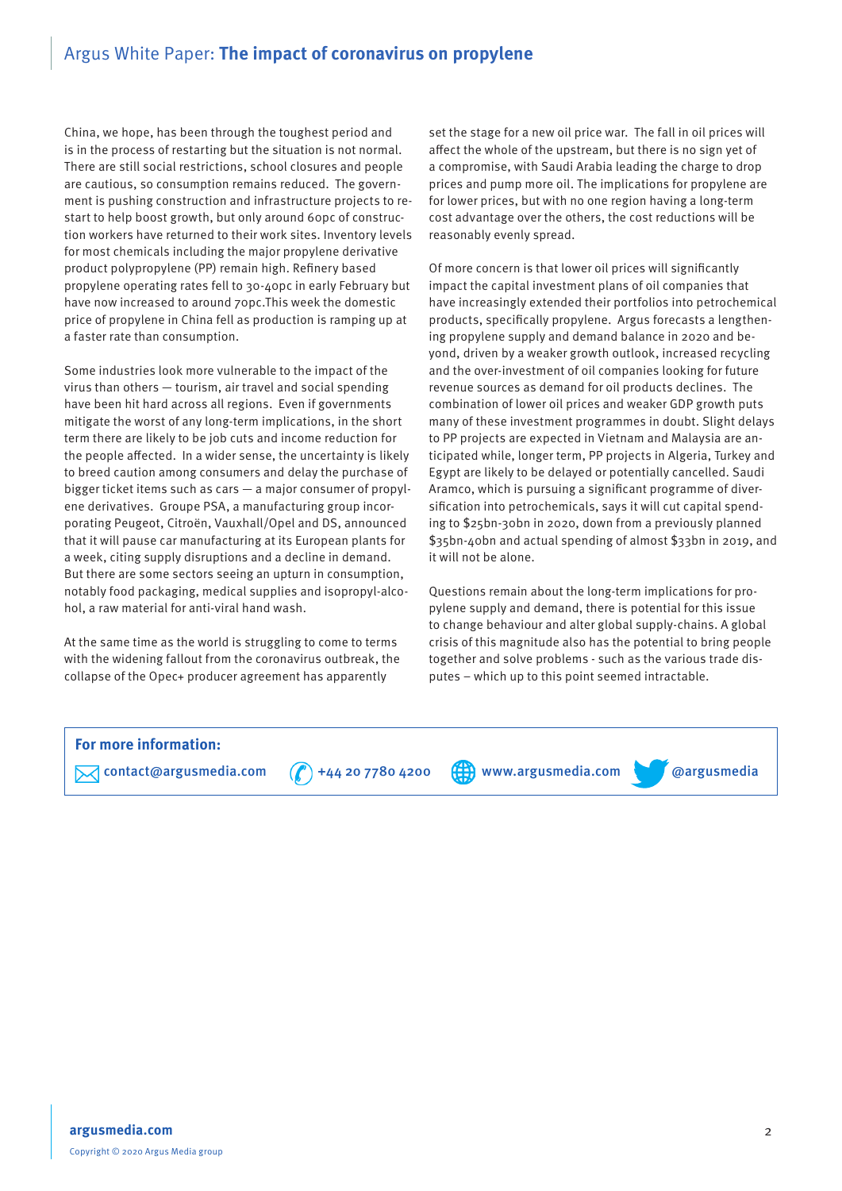China, we hope, has been through the toughest period and is in the process of restarting but the situation is not normal. There are still social restrictions, school closures and people are cautious, so consumption remains reduced. The government is pushing construction and infrastructure projects to restart to help boost growth, but only around 60pc of construction workers have returned to their work sites. Inventory levels for most chemicals including the major propylene derivative product polypropylene (PP) remain high. Refinery based propylene operating rates fell to 30-40pc in early February but have now increased to around 70pc.This week the domestic price of propylene in China fell as production is ramping up at a faster rate than consumption.

Some industries look more vulnerable to the impact of the virus than others — tourism, air travel and social spending have been hit hard across all regions. Even if governments mitigate the worst of any long-term implications, in the short term there are likely to be job cuts and income reduction for the people affected. In a wider sense, the uncertainty is likely to breed caution among consumers and delay the purchase of bigger ticket items such as cars — a major consumer of propylene derivatives. Groupe PSA, a manufacturing group incorporating Peugeot, Citroën, Vauxhall/Opel and DS, announced that it will pause car manufacturing at its European plants for a week, citing supply disruptions and a decline in demand. But there are some sectors seeing an upturn in consumption, notably food packaging, medical supplies and isopropyl-alcohol, a raw material for anti-viral hand wash.

At the same time as the world is struggling to come to terms with the widening fallout from the coronavirus outbreak, the collapse of the Opec+ producer agreement has apparently set the stage for a new oil price war. The fall in oil prices will affect the whole of the upstream, but there is no sign yet of a compromise, with Saudi Arabia leading the charge to drop prices and pump more oil. The implications for propylene are for lower prices, but with no one region having a long-term cost advantage over the others, the cost reductions will be reasonably evenly spread.

Of more concern is that lower oil prices will significantly impact the capital investment plans of oil companies that have increasingly extended their portfolios into petrochemical products, specifically propylene. Argus forecasts a lengthening propylene supply and demand balance in 2020 and beyond, driven by a weaker growth outlook, increased recycling and the over-investment of oil companies looking for future revenue sources as demand for oil products declines. The combination of lower oil prices and weaker GDP growth puts many of these investment programmes in doubt. Slight delays to PP projects are expected in Vietnam and Malaysia are anticipated while, longer term, PP projects in Algeria, Turkey and Egypt are likely to be delayed or potentially cancelled. Saudi Aramco, which is pursuing a significant programme of diversification into petrochemicals, says it will cut capital spending to $25bn-30bn in 2020, down from a previously planned $35bn-40bn and actual spending of almost $33bn in 2019, and it will not be alone.

Questions remain about the long-term implications for propylene supply and demand, there is potential for this issue to change behaviour and alter global supply-chains. A global crisis of this magnitude also has the potential to bring people together and solve problems - such as the various trade disputes – which up to this point seemed intractable.

**For more information:**

contact@argusmedia.com | +44 20 7780 4200 | www.argusmedia.com | @argusmedia